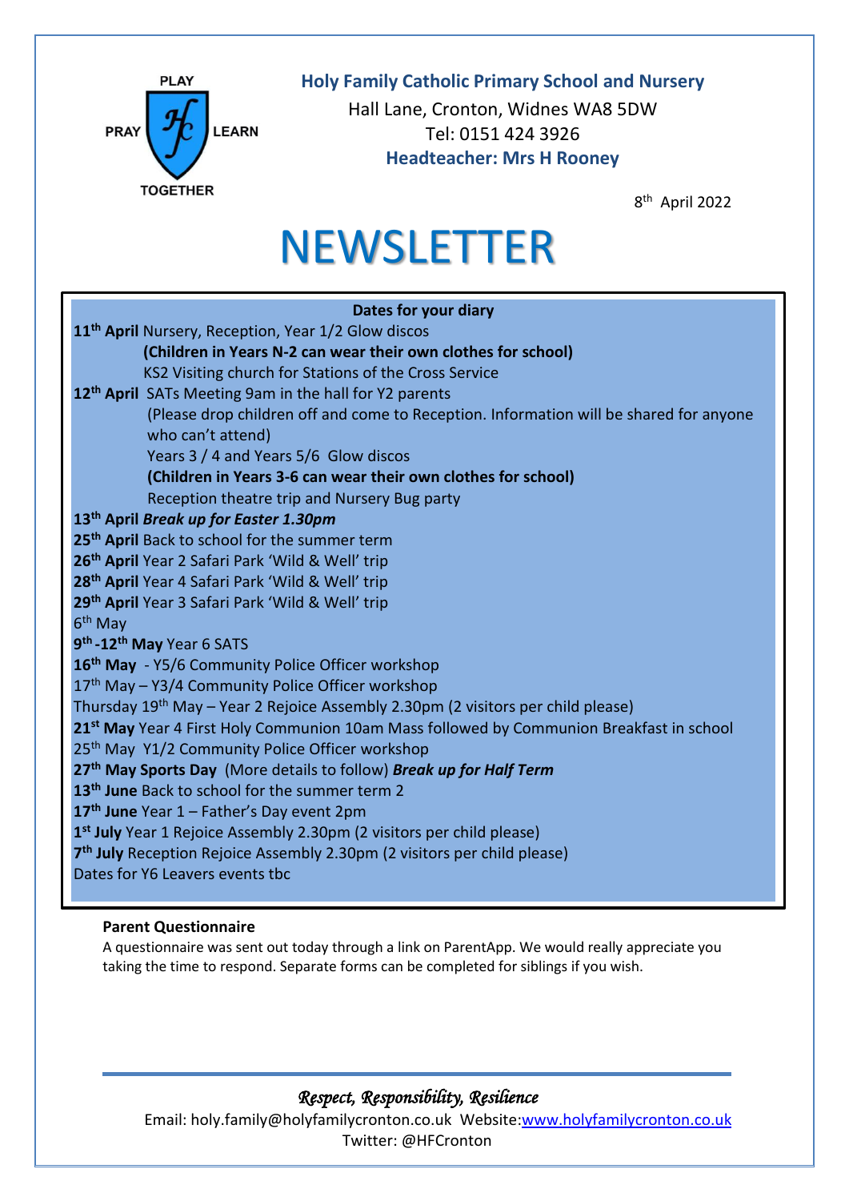PLAY

PRAY LEARN

TOGETHER

**Holy Family Catholic Primary School and Nursery**

Hall Lane, Cronton, Widnes WA8 5DW

Tel: 0151 424 3926

**Headteacher: Mrs H Rooney**

8th April 2022

# NEWSLETTER

**Dates for your diary**

**11th April** Nursery, Reception, Year 1/2 Glow discos
**(Children in Years N-2 can wear their own clothes for school)**
KS2 Visiting church for Stations of the Cross Service

**12th April** SATs Meeting 9am in the hall for Y2 parents
(Please drop children off and come to Reception. Information will be shared for anyone who can't attend)
Years 3 / 4 and Years 5/6 Glow discos
**(Children in Years 3-6 can wear their own clothes for school)**
Reception theatre trip and Nursery Bug party

**13th April** ***Break up for Easter 1.30pm***

**25th April** Back to school for the summer term

**26th April** Year 2 Safari Park 'Wild & Well' trip

**28th April** Year 4 Safari Park 'Wild & Well' trip

**29th April** Year 3 Safari Park 'Wild & Well' trip

6th May

**9th -12th May** Year 6 SATS

**16th May** - Y5/6 Community Police Officer workshop

17th May – Y3/4 Community Police Officer workshop

Thursday 19th May – Year 2 Rejoice Assembly 2.30pm (2 visitors per child please)

**21st May** Year 4 First Holy Communion 10am Mass followed by Communion Breakfast in school

25th May Y1/2 Community Police Officer workshop

**27th May Sports Day** (More details to follow) ***Break up for Half Term***

**13th June** Back to school for the summer term 2

**17th June** Year 1 – Father's Day event 2pm

**1st July** Year 1 Rejoice Assembly 2.30pm (2 visitors per child please)

**7th July** Reception Rejoice Assembly 2.30pm (2 visitors per child please)

Dates for Y6 Leavers events tbc

**Parent Questionnaire**

A questionnaire was sent out today through a link on ParentApp. We would really appreciate you taking the time to respond. Separate forms can be completed for siblings if you wish.

*Respect, Responsibility, Resilience*

Email: holy.family@holyfamilycronton.co.uk Website:www.holyfamilycronton.co.uk

Twitter: @HFCronton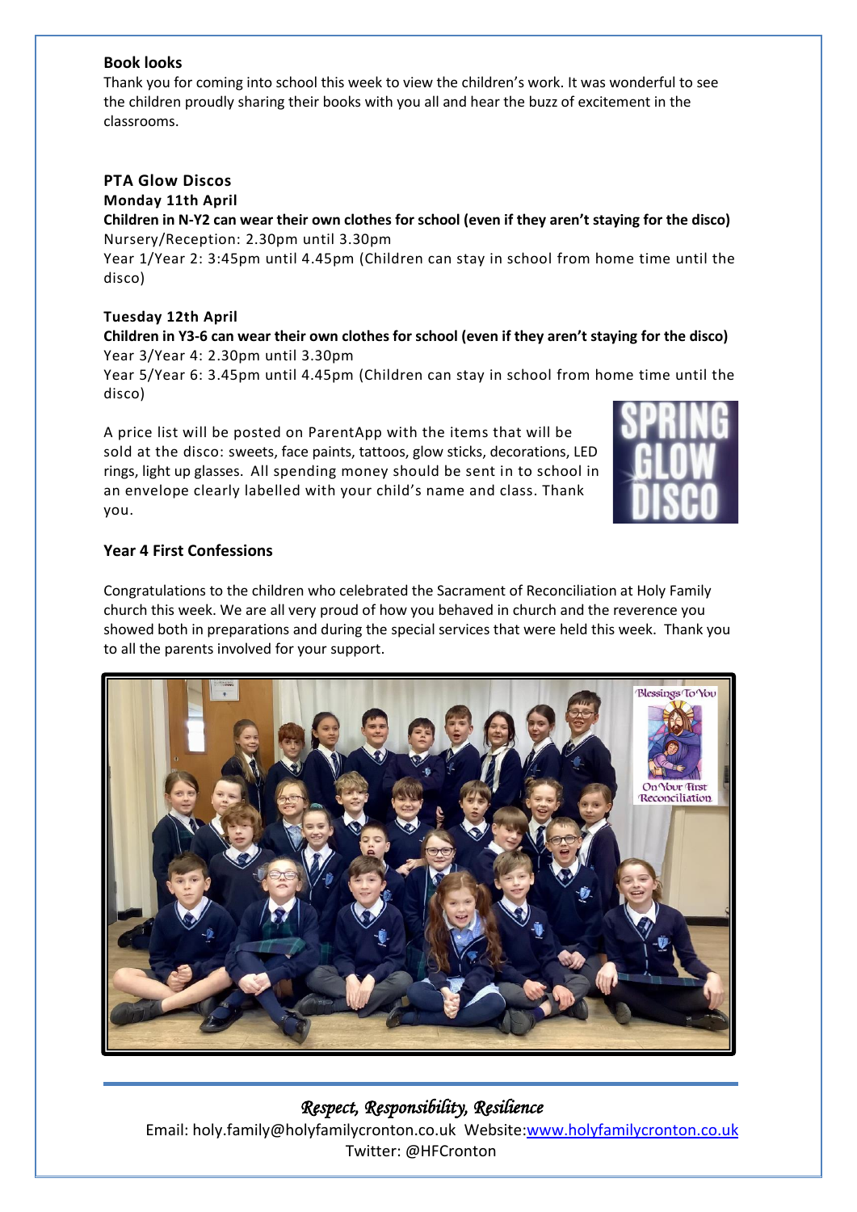**Book looks**

Thank you for coming into school this week to view the children's work. It was wonderful to see the children proudly sharing their books with you all and hear the buzz of excitement in the classrooms.

**PTA Glow Discos**

**Monday 11th April**

**Children in N-Y2 can wear their own clothes for school (even if they aren't staying for the disco)**

Nursery/Reception: 2.30pm until 3.30pm

Year 1/Year 2: 3:45pm until 4.45pm (Children can stay in school from home time until the disco)

**Tuesday 12th April**

**Children in Y3-6 can wear their own clothes for school (even if they aren't staying for the disco)**

Year 3/Year 4: 2.30pm until 3.30pm

Year 5/Year 6: 3.45pm until 4.45pm (Children can stay in school from home time until the disco)

A price list will be posted on ParentApp with the items that will be sold at the disco: sweets, face paints, tattoos, glow sticks, decorations, LED rings, light up glasses. All spending money should be sent in to school in an envelope clearly labelled with your child's name and class. Thank you.

**Year 4 First Confessions**

Congratulations to the children who celebrated the Sacrament of Reconciliation at Holy Family church this week. We are all very proud of how you behaved in church and the reverence you showed both in preparations and during the special services that were held this week. Thank you to all the parents involved for your support.

*Respect, Responsibility, Resilience*

Email: holy.family@holyfamilycronton.co.uk Website: www.holyfamilycronton.co.uk

Twitter: @HFCronton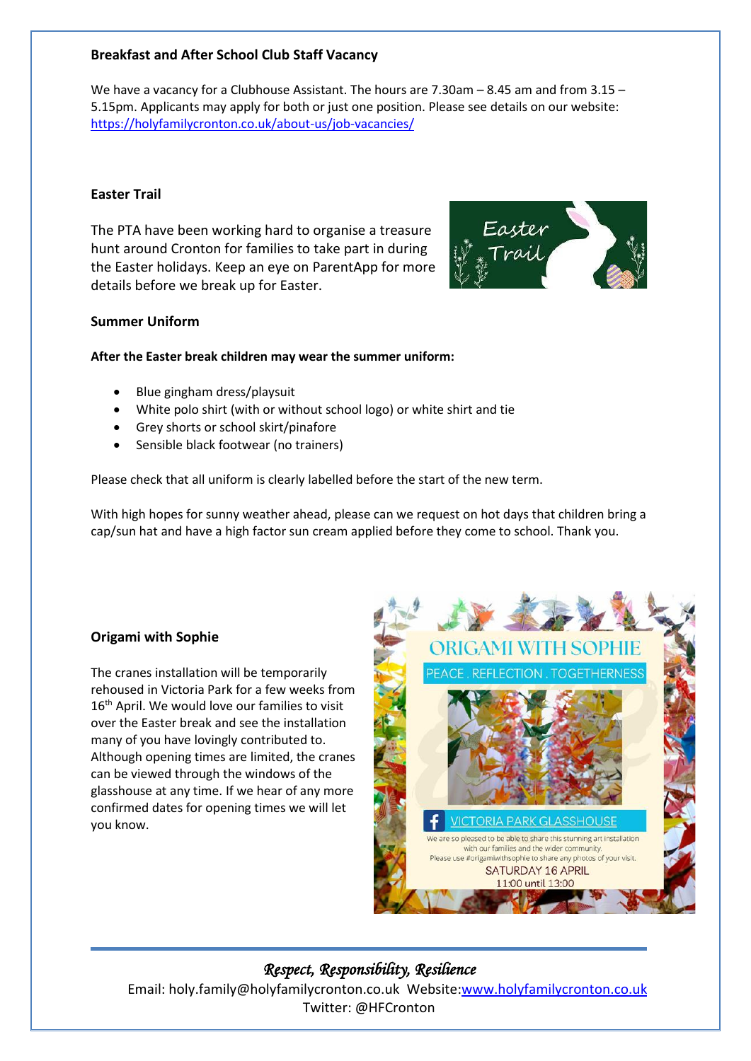**Breakfast and After School Club Staff Vacancy**

We have a vacancy for a Clubhouse Assistant. The hours are 7.30am – 8.45 am and from 3.15 – 5.15pm. Applicants may apply for both or just one position. Please see details on our website: https://holyfamilycronton.co.uk/about-us/job-vacancies/

**Easter Trail**

The PTA have been working hard to organise a treasure hunt around Cronton for families to take part in during the Easter holidays. Keep an eye on ParentApp for more details before we break up for Easter.

**Summer Uniform**

**After the Easter break children may wear the summer uniform:**

- Blue gingham dress/playsuit
- White polo shirt (with or without school logo) or white shirt and tie
- Grey shorts or school skirt/pinafore
- Sensible black footwear (no trainers)

Please check that all uniform is clearly labelled before the start of the new term.

With high hopes for sunny weather ahead, please can we request on hot days that children bring a cap/sun hat and have a high factor sun cream applied before they come to school. Thank you.

**Origami with Sophie**

The cranes installation will be temporarily rehoused in Victoria Park for a few weeks from 16th April. We would love our families to visit over the Easter break and see the installation many of you have lovingly contributed to. Although opening times are limited, the cranes can be viewed through the windows of the glasshouse at any time. If we hear of any more confirmed dates for opening times we will let you know.

*Respect, Responsibility, Resilience*

Email: holy.family@holyfamilycronton.co.uk Website: www.holyfamilycronton.co.uk
Twitter: @HFCronton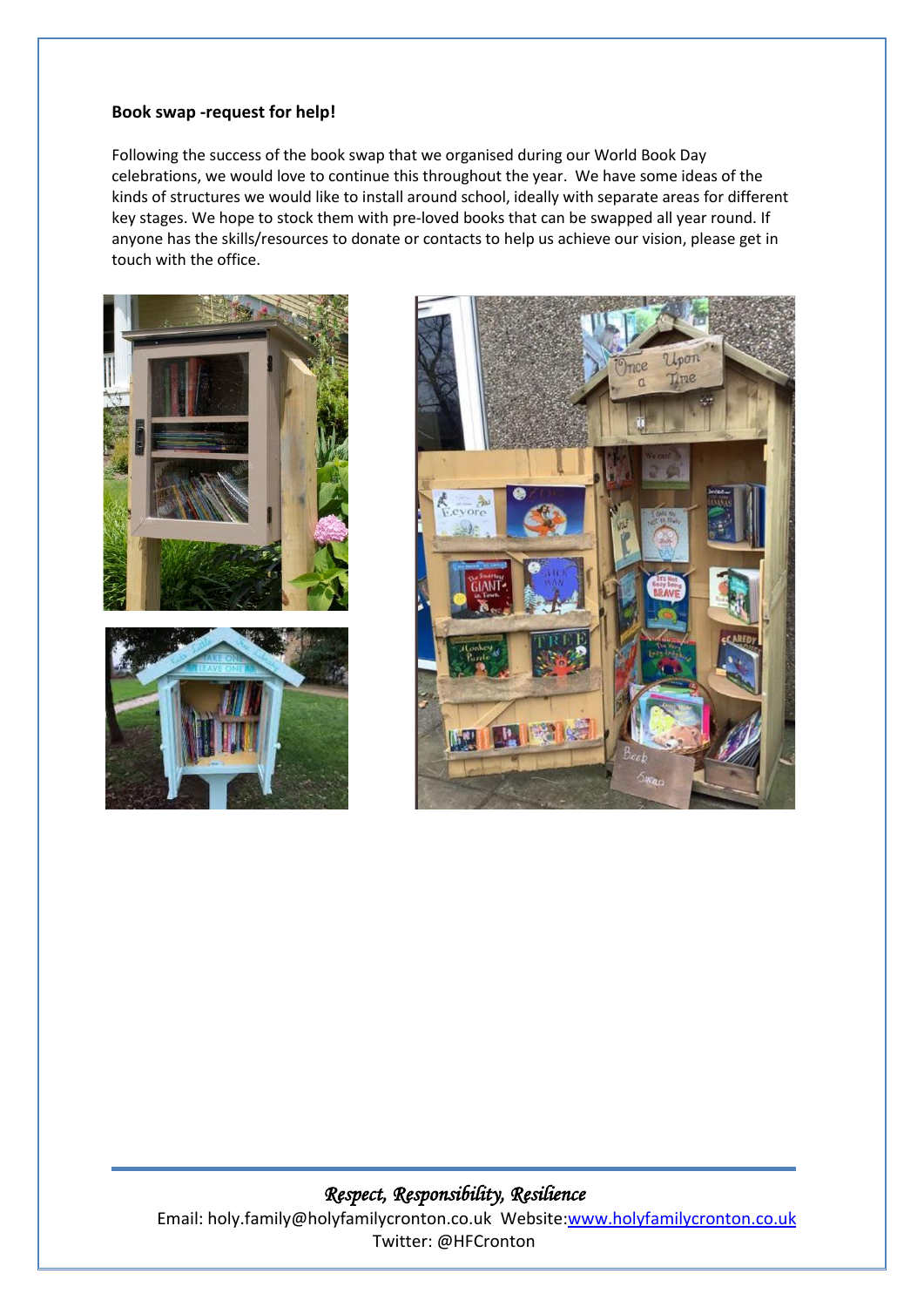**Book swap -request for help!**

Following the success of the book swap that we organised during our World Book Day celebrations, we would love to continue this throughout the year. We have some ideas of the kinds of structures we would like to install around school, ideally with separate areas for different key stages. We hope to stock them with pre-loved books that can be swapped all year round. If anyone has the skills/resources to donate or contacts to help us achieve our vision, please get in touch with the office.